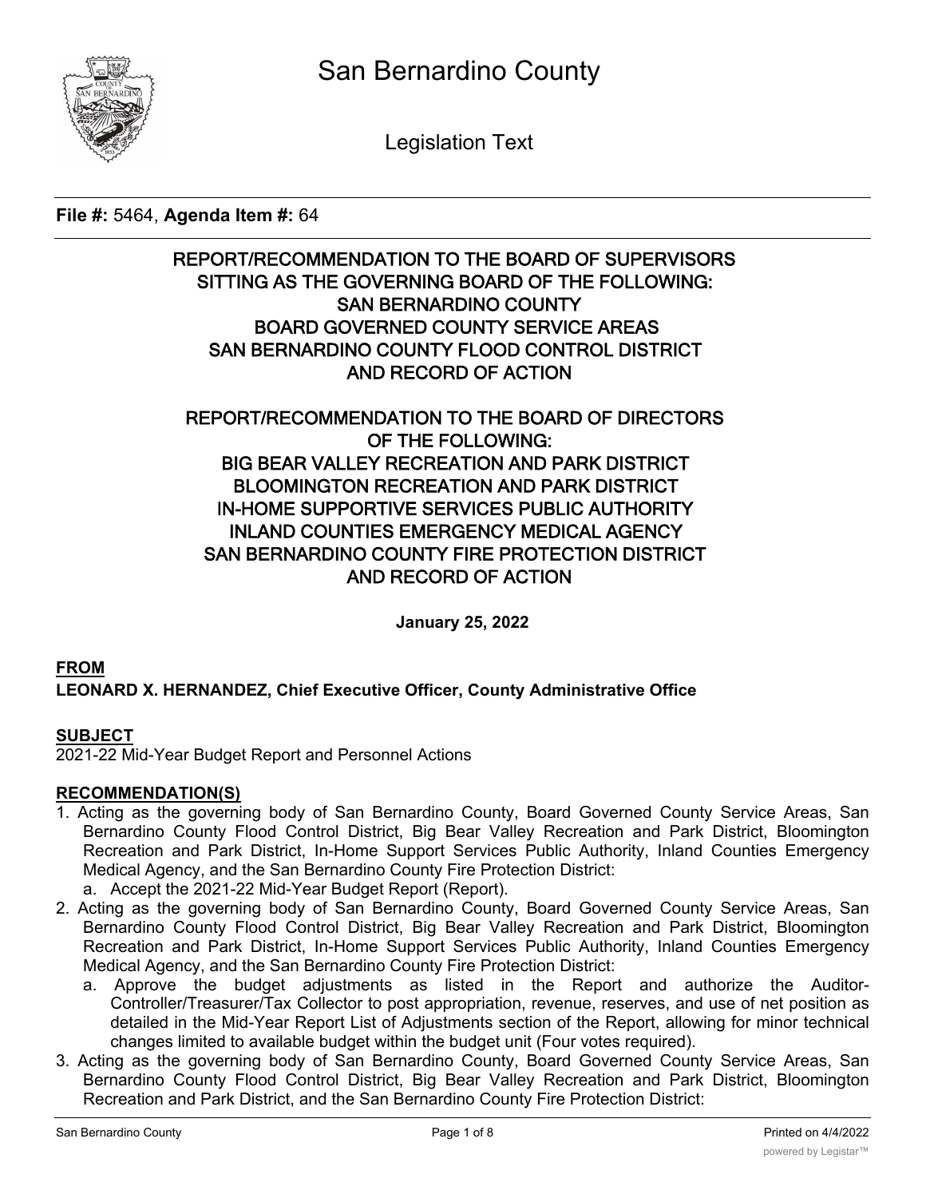# San Bernardino County

Legislation Text

**File #:** 5464, **Agenda Item #:** 64

## REPORT/RECOMMENDATION TO THE BOARD OF SUPERVISORS SITTING AS THE GOVERNING BOARD OF THE FOLLOWING: SAN BERNARDINO COUNTY BOARD GOVERNED COUNTY SERVICE AREAS SAN BERNARDINO COUNTY FLOOD CONTROL DISTRICT AND RECORD OF ACTION

## REPORT/RECOMMENDATION TO THE BOARD OF DIRECTORS OF THE FOLLOWING: BIG BEAR VALLEY RECREATION AND PARK DISTRICT BLOOMINGTON RECREATION AND PARK DISTRICT IN-HOME SUPPORTIVE SERVICES PUBLIC AUTHORITY INLAND COUNTIES EMERGENCY MEDICAL AGENCY SAN BERNARDINO COUNTY FIRE PROTECTION DISTRICT AND RECORD OF ACTION

**January 25, 2022**

**FROM**
**LEONARD X. HERNANDEZ, Chief Executive Officer, County Administrative Office**

**SUBJECT**
2021-22 Mid-Year Budget Report and Personnel Actions

**RECOMMENDATION(S)**

1. Acting as the governing body of San Bernardino County, Board Governed County Service Areas, San Bernardino County Flood Control District, Big Bear Valley Recreation and Park District, Bloomington Recreation and Park District, In-Home Support Services Public Authority, Inland Counties Emergency Medical Agency, and the San Bernardino County Fire Protection District:
   a. Accept the 2021-22 Mid-Year Budget Report (Report).
2. Acting as the governing body of San Bernardino County, Board Governed County Service Areas, San Bernardino County Flood Control District, Big Bear Valley Recreation and Park District, Bloomington Recreation and Park District, In-Home Support Services Public Authority, Inland Counties Emergency Medical Agency, and the San Bernardino County Fire Protection District:
   a. Approve the budget adjustments as listed in the Report and authorize the Auditor-Controller/Treasurer/Tax Collector to post appropriation, revenue, reserves, and use of net position as detailed in the Mid-Year Report List of Adjustments section of the Report, allowing for minor technical changes limited to available budget within the budget unit (Four votes required).
3. Acting as the governing body of San Bernardino County, Board Governed County Service Areas, San Bernardino County Flood Control District, Big Bear Valley Recreation and Park District, Bloomington Recreation and Park District, and the San Bernardino County Fire Protection District: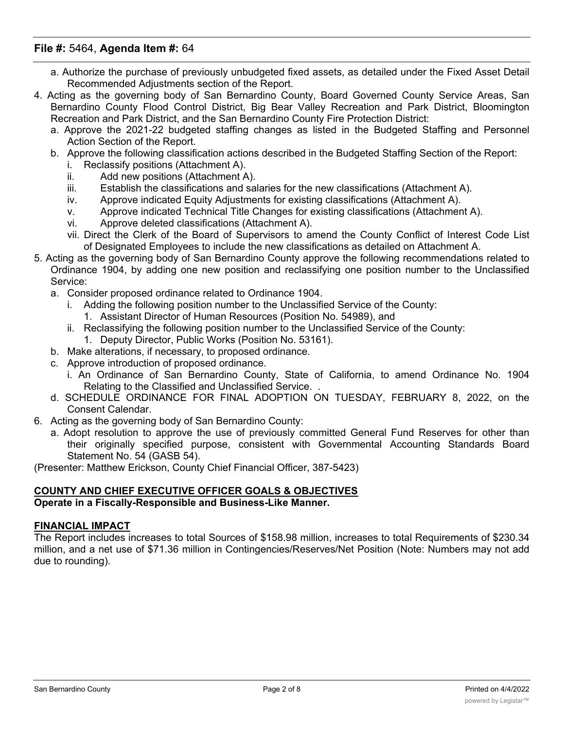**File #:** 5464, **Agenda Item #:** 64

   a. Authorize the purchase of previously unbudgeted fixed assets, as detailed under the Fixed Asset Detail Recommended Adjustments section of the Report.

4. Acting as the governing body of San Bernardino County, Board Governed County Service Areas, San Bernardino County Flood Control District, Big Bear Valley Recreation and Park District, Bloomington Recreation and Park District, and the San Bernardino County Fire Protection District:
   a. Approve the 2021-22 budgeted staffing changes as listed in the Budgeted Staffing and Personnel Action Section of the Report.
   b. Approve the following classification actions described in the Budgeted Staffing Section of the Report:
      i. Reclassify positions (Attachment A).
      ii. Add new positions (Attachment A).
      iii. Establish the classifications and salaries for the new classifications (Attachment A).
      iv. Approve indicated Equity Adjustments for existing classifications (Attachment A).
      v. Approve indicated Technical Title Changes for existing classifications (Attachment A).
      vi. Approve deleted classifications (Attachment A).
      vii. Direct the Clerk of the Board of Supervisors to amend the County Conflict of Interest Code List of Designated Employees to include the new classifications as detailed on Attachment A.

5. Acting as the governing body of San Bernardino County approve the following recommendations related to Ordinance 1904, by adding one new position and reclassifying one position number to the Unclassified Service:
   a. Consider proposed ordinance related to Ordinance 1904.
      i. Adding the following position number to the Unclassified Service of the County:
         1. Assistant Director of Human Resources (Position No. 54989), and
      ii. Reclassifying the following position number to the Unclassified Service of the County:
         1. Deputy Director, Public Works (Position No. 53161).
   b. Make alterations, if necessary, to proposed ordinance.
   c. Approve introduction of proposed ordinance.
      i. An Ordinance of San Bernardino County, State of California, to amend Ordinance No. 1904 Relating to the Classified and Unclassified Service. .
   d. SCHEDULE ORDINANCE FOR FINAL ADOPTION ON TUESDAY, FEBRUARY 8, 2022, on the Consent Calendar.

6. Acting as the governing body of San Bernardino County:
   a. Adopt resolution to approve the use of previously committed General Fund Reserves for other than their originally specified purpose, consistent with Governmental Accounting Standards Board Statement No. 54 (GASB 54).

(Presenter: Matthew Erickson, County Chief Financial Officer, 387-5423)

**COUNTY AND CHIEF EXECUTIVE OFFICER GOALS & OBJECTIVES**

**Operate in a Fiscally-Responsible and Business-Like Manner.**

**FINANCIAL IMPACT**

The Report includes increases to total Sources of $158.98 million, increases to total Requirements of $230.34 million, and a net use of $71.36 million in Contingencies/Reserves/Net Position (Note: Numbers may not add due to rounding).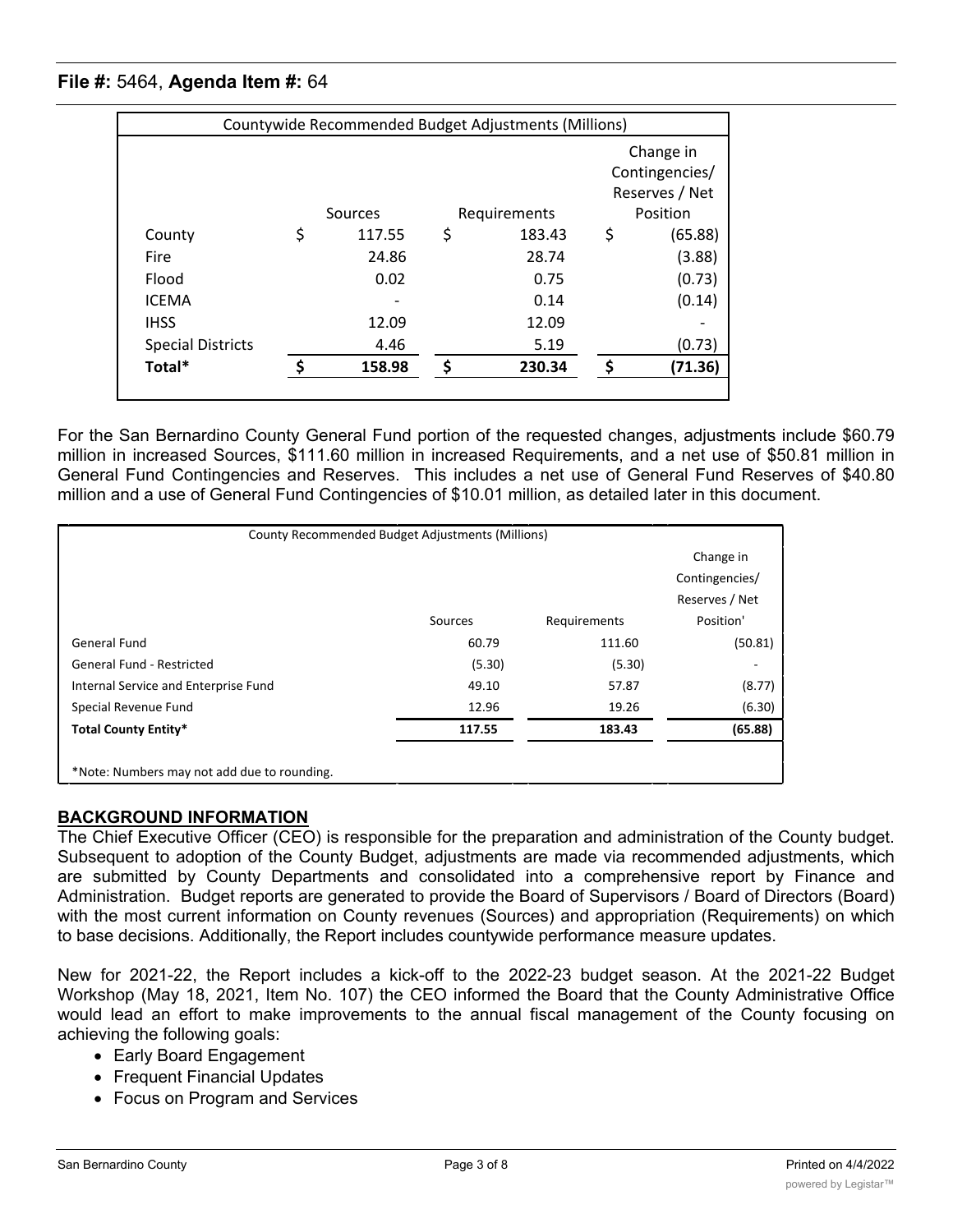**File #:** 5464, **Agenda Item #:** 64

| Countywide Recommended Budget Adjustments (Millions) | | | |
|---|---|---|---|
| | Sources | Requirements | Change in Contingencies/ Reserves / Net Position |
| County | $ 117.55 | $ 183.43 | $ (65.88) |
| Fire | 24.86 | 28.74 | (3.88) |
| Flood | 0.02 | 0.75 | (0.73) |
| ICEMA | - | 0.14 | (0.14) |
| IHSS | 12.09 | 12.09 | - |
| Special Districts | 4.46 | 5.19 | (0.73) |
| **Total*** | **$ 158.98** | **$ 230.34** | **$ (71.36)** |

For the San Bernardino County General Fund portion of the requested changes, adjustments include $60.79 million in increased Sources, $111.60 million in increased Requirements, and a net use of $50.81 million in General Fund Contingencies and Reserves. This includes a net use of General Fund Reserves of $40.80 million and a use of General Fund Contingencies of $10.01 million, as detailed later in this document.

| County Recommended Budget Adjustments (Millions) | | | |
|---|---|---|---|
| | Sources | Requirements | Change in Contingencies/ Reserves / Net Position' |
| General Fund | 60.79 | 111.60 | (50.81) |
| General Fund - Restricted | (5.30) | (5.30) | - |
| Internal Service and Enterprise Fund | 49.10 | 57.87 | (8.77) |
| Special Revenue Fund | 12.96 | 19.26 | (6.30) |
| **Total County Entity*** | **117.55** | **183.43** | **(65.88)** |

*Note: Numbers may not add due to rounding.

**BACKGROUND INFORMATION**

The Chief Executive Officer (CEO) is responsible for the preparation and administration of the County budget. Subsequent to adoption of the County Budget, adjustments are made via recommended adjustments, which are submitted by County Departments and consolidated into a comprehensive report by Finance and Administration. Budget reports are generated to provide the Board of Supervisors / Board of Directors (Board) with the most current information on County revenues (Sources) and appropriation (Requirements) on which to base decisions. Additionally, the Report includes countywide performance measure updates.

New for 2021-22, the Report includes a kick-off to the 2022-23 budget season. At the 2021-22 Budget Workshop (May 18, 2021, Item No. 107) the CEO informed the Board that the County Administrative Office would lead an effort to make improvements to the annual fiscal management of the County focusing on achieving the following goals:

- Early Board Engagement
- Frequent Financial Updates
- Focus on Program and Services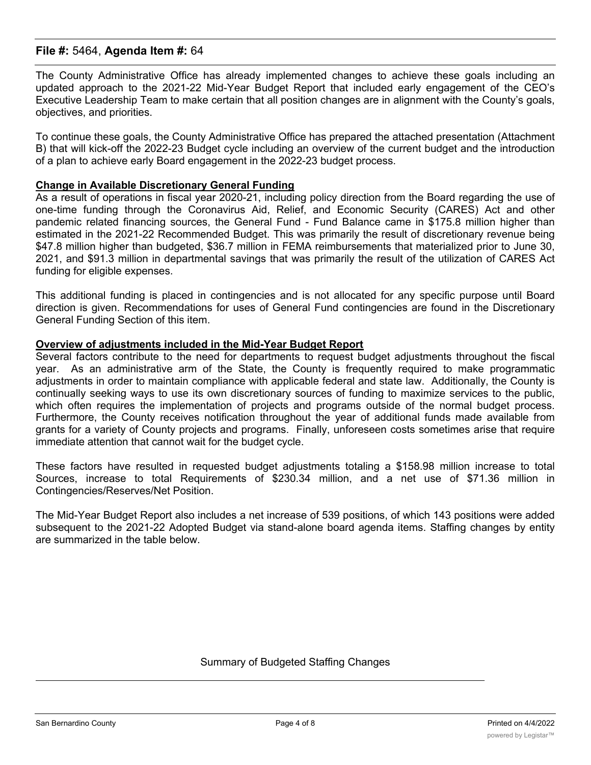**File #:** 5464, **Agenda Item #:** 64

The County Administrative Office has already implemented changes to achieve these goals including an updated approach to the 2021-22 Mid-Year Budget Report that included early engagement of the CEO's Executive Leadership Team to make certain that all position changes are in alignment with the County's goals, objectives, and priorities.

To continue these goals, the County Administrative Office has prepared the attached presentation (Attachment B) that will kick-off the 2022-23 Budget cycle including an overview of the current budget and the introduction of a plan to achieve early Board engagement in the 2022-23 budget process.

**Change in Available Discretionary General Funding**

As a result of operations in fiscal year 2020-21, including policy direction from the Board regarding the use of one-time funding through the Coronavirus Aid, Relief, and Economic Security (CARES) Act and other pandemic related financing sources, the General Fund - Fund Balance came in $175.8 million higher than estimated in the 2021-22 Recommended Budget. This was primarily the result of discretionary revenue being $47.8 million higher than budgeted, $36.7 million in FEMA reimbursements that materialized prior to June 30, 2021, and $91.3 million in departmental savings that was primarily the result of the utilization of CARES Act funding for eligible expenses.

This additional funding is placed in contingencies and is not allocated for any specific purpose until Board direction is given. Recommendations for uses of General Fund contingencies are found in the Discretionary General Funding Section of this item.

**Overview of adjustments included in the Mid-Year Budget Report**

Several factors contribute to the need for departments to request budget adjustments throughout the fiscal year. As an administrative arm of the State, the County is frequently required to make programmatic adjustments in order to maintain compliance with applicable federal and state law. Additionally, the County is continually seeking ways to use its own discretionary sources of funding to maximize services to the public, which often requires the implementation of projects and programs outside of the normal budget process. Furthermore, the County receives notification throughout the year of additional funds made available from grants for a variety of County projects and programs. Finally, unforeseen costs sometimes arise that require immediate attention that cannot wait for the budget cycle.

These factors have resulted in requested budget adjustments totaling a $158.98 million increase to total Sources, increase to total Requirements of $230.34 million, and a net use of $71.36 million in Contingencies/Reserves/Net Position.

The Mid-Year Budget Report also includes a net increase of 539 positions, of which 143 positions were added subsequent to the 2021-22 Adopted Budget via stand-alone board agenda items. Staffing changes by entity are summarized in the table below.

Summary of Budgeted Staffing Changes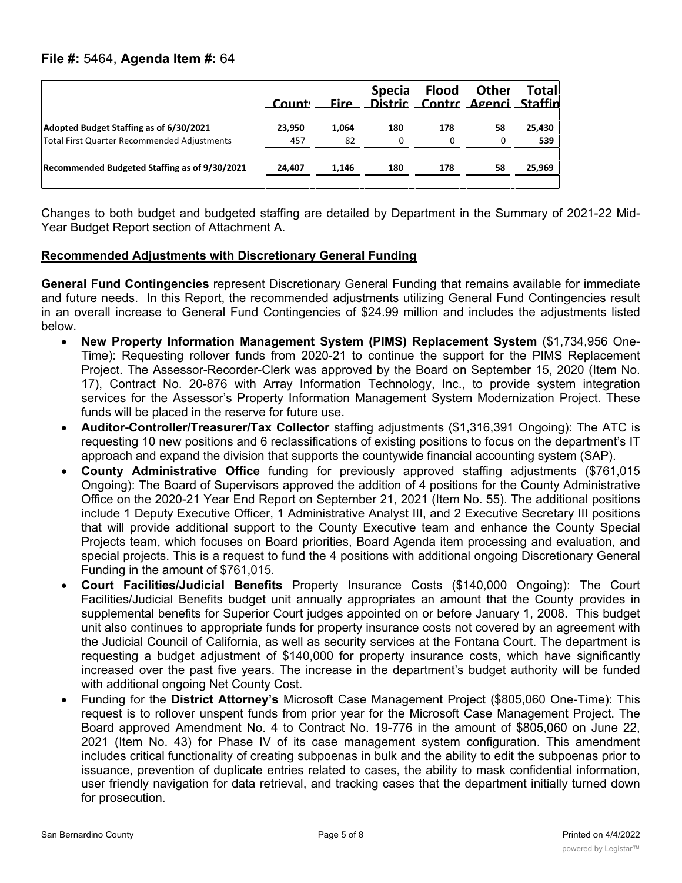**File #:** 5464, **Agenda Item #:** 64

| | County | Fire | Special Districts | Flood Control | Other Agencies | Total Staffing |
|---|---|---|---|---|---|---|
| **Adopted Budget Staffing as of 6/30/2021** | **23,950** | **1,064** | **180** | **178** | **58** | **25,430** |
| Total First Quarter Recommended Adjustments | 457 | 82 | 0 | 0 | 0 | **539** |
| **Recommended Budgeted Staffing as of 9/30/2021** | **24,407** | **1,146** | **180** | **178** | **58** | **25,969** |

Changes to both budget and budgeted staffing are detailed by Department in the Summary of 2021-22 Mid-Year Budget Report section of Attachment A.

**Recommended Adjustments with Discretionary General Funding**

**General Fund Contingencies** represent Discretionary General Funding that remains available for immediate and future needs. In this Report, the recommended adjustments utilizing General Fund Contingencies result in an overall increase to General Fund Contingencies of $24.99 million and includes the adjustments listed below.

- **New Property Information Management System (PIMS) Replacement System** ($1,734,956 One-Time): Requesting rollover funds from 2020-21 to continue the support for the PIMS Replacement Project. The Assessor-Recorder-Clerk was approved by the Board on September 15, 2020 (Item No. 17), Contract No. 20-876 with Array Information Technology, Inc., to provide system integration services for the Assessor's Property Information Management System Modernization Project. These funds will be placed in the reserve for future use.
- **Auditor-Controller/Treasurer/Tax Collector** staffing adjustments ($1,316,391 Ongoing): The ATC is requesting 10 new positions and 6 reclassifications of existing positions to focus on the department's IT approach and expand the division that supports the countywide financial accounting system (SAP).
- **County Administrative Office** funding for previously approved staffing adjustments ($761,015 Ongoing): The Board of Supervisors approved the addition of 4 positions for the County Administrative Office on the 2020-21 Year End Report on September 21, 2021 (Item No. 55). The additional positions include 1 Deputy Executive Officer, 1 Administrative Analyst III, and 2 Executive Secretary III positions that will provide additional support to the County Executive team and enhance the County Special Projects team, which focuses on Board priorities, Board Agenda item processing and evaluation, and special projects. This is a request to fund the 4 positions with additional ongoing Discretionary General Funding in the amount of $761,015.
- **Court Facilities/Judicial Benefits** Property Insurance Costs ($140,000 Ongoing): The Court Facilities/Judicial Benefits budget unit annually appropriates an amount that the County provides in supplemental benefits for Superior Court judges appointed on or before January 1, 2008. This budget unit also continues to appropriate funds for property insurance costs not covered by an agreement with the Judicial Council of California, as well as security services at the Fontana Court. The department is requesting a budget adjustment of $140,000 for property insurance costs, which have significantly increased over the past five years. The increase in the department's budget authority will be funded with additional ongoing Net County Cost.
- Funding for the **District Attorney's** Microsoft Case Management Project ($805,060 One-Time): This request is to rollover unspent funds from prior year for the Microsoft Case Management Project. The Board approved Amendment No. 4 to Contract No. 19-776 in the amount of $805,060 on June 22, 2021 (Item No. 43) for Phase IV of its case management system configuration. This amendment includes critical functionality of creating subpoenas in bulk and the ability to edit the subpoenas prior to issuance, prevention of duplicate entries related to cases, the ability to mask confidential information, user friendly navigation for data retrieval, and tracking cases that the department initially turned down for prosecution.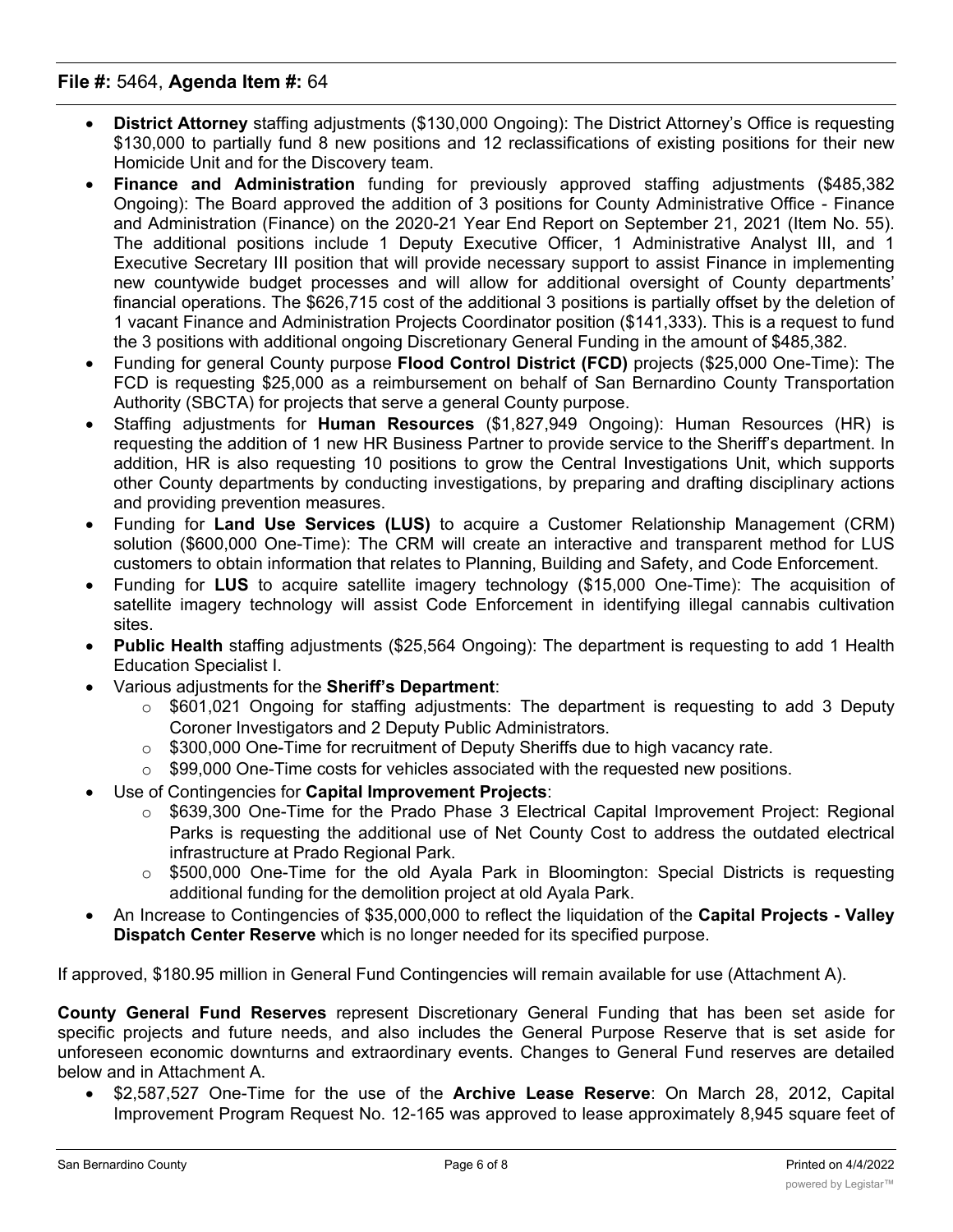- **District Attorney** staffing adjustments ($130,000 Ongoing): The District Attorney's Office is requesting $130,000 to partially fund 8 new positions and 12 reclassifications of existing positions for their new Homicide Unit and for the Discovery team.
- **Finance and Administration** funding for previously approved staffing adjustments ($485,382 Ongoing): The Board approved the addition of 3 positions for County Administrative Office - Finance and Administration (Finance) on the 2020-21 Year End Report on September 21, 2021 (Item No. 55). The additional positions include 1 Deputy Executive Officer, 1 Administrative Analyst III, and 1 Executive Secretary III position that will provide necessary support to assist Finance in implementing new countywide budget processes and will allow for additional oversight of County departments' financial operations. The $626,715 cost of the additional 3 positions is partially offset by the deletion of 1 vacant Finance and Administration Projects Coordinator position ($141,333). This is a request to fund the 3 positions with additional ongoing Discretionary General Funding in the amount of $485,382.
- Funding for general County purpose **Flood Control District (FCD)** projects ($25,000 One-Time): The FCD is requesting $25,000 as a reimbursement on behalf of San Bernardino County Transportation Authority (SBCTA) for projects that serve a general County purpose.
- Staffing adjustments for **Human Resources** ($1,827,949 Ongoing): Human Resources (HR) is requesting the addition of 1 new HR Business Partner to provide service to the Sheriff's department. In addition, HR is also requesting 10 positions to grow the Central Investigations Unit, which supports other County departments by conducting investigations, by preparing and drafting disciplinary actions and providing prevention measures.
- Funding for **Land Use Services (LUS)** to acquire a Customer Relationship Management (CRM) solution ($600,000 One-Time): The CRM will create an interactive and transparent method for LUS customers to obtain information that relates to Planning, Building and Safety, and Code Enforcement.
- Funding for **LUS** to acquire satellite imagery technology ($15,000 One-Time): The acquisition of satellite imagery technology will assist Code Enforcement in identifying illegal cannabis cultivation sites.
- **Public Health** staffing adjustments ($25,564 Ongoing): The department is requesting to add 1 Health Education Specialist I.
- Various adjustments for the **Sheriff's Department**:
  - $601,021 Ongoing for staffing adjustments: The department is requesting to add 3 Deputy Coroner Investigators and 2 Deputy Public Administrators.
  - $300,000 One-Time for recruitment of Deputy Sheriffs due to high vacancy rate.
  - $99,000 One-Time costs for vehicles associated with the requested new positions.
- Use of Contingencies for **Capital Improvement Projects**:
  - $639,300 One-Time for the Prado Phase 3 Electrical Capital Improvement Project: Regional Parks is requesting the additional use of Net County Cost to address the outdated electrical infrastructure at Prado Regional Park.
  - $500,000 One-Time for the old Ayala Park in Bloomington: Special Districts is requesting additional funding for the demolition project at old Ayala Park.
- An Increase to Contingencies of $35,000,000 to reflect the liquidation of the **Capital Projects - Valley Dispatch Center Reserve** which is no longer needed for its specified purpose.

If approved, $180.95 million in General Fund Contingencies will remain available for use (Attachment A).

**County General Fund Reserves** represent Discretionary General Funding that has been set aside for specific projects and future needs, and also includes the General Purpose Reserve that is set aside for unforeseen economic downturns and extraordinary events. Changes to General Fund reserves are detailed below and in Attachment A.

- $2,587,527 One-Time for the use of the **Archive Lease Reserve**: On March 28, 2012, Capital Improvement Program Request No. 12-165 was approved to lease approximately 8,945 square feet of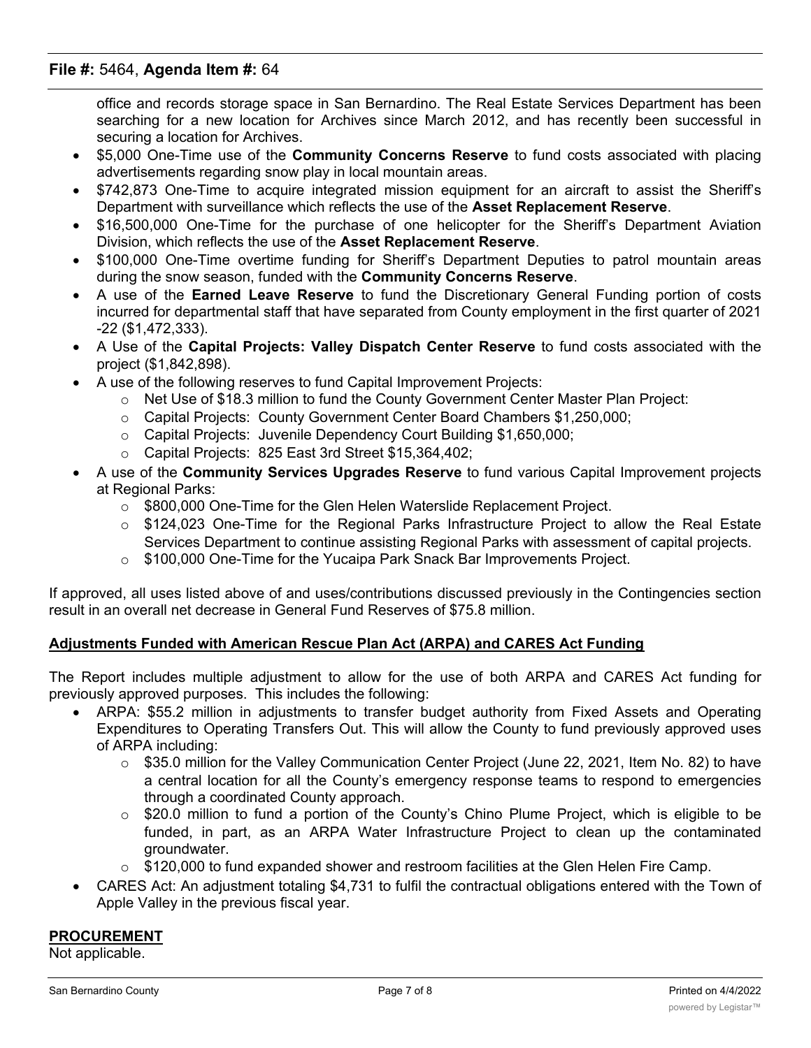office and records storage space in San Bernardino. The Real Estate Services Department has been searching for a new location for Archives since March 2012, and has recently been successful in securing a location for Archives.

- $5,000 One-Time use of the **Community Concerns Reserve** to fund costs associated with placing advertisements regarding snow play in local mountain areas.
- $742,873 One-Time to acquire integrated mission equipment for an aircraft to assist the Sheriff's Department with surveillance which reflects the use of the **Asset Replacement Reserve**.
- $16,500,000 One-Time for the purchase of one helicopter for the Sheriff's Department Aviation Division, which reflects the use of the **Asset Replacement Reserve**.
- $100,000 One-Time overtime funding for Sheriff's Department Deputies to patrol mountain areas during the snow season, funded with the **Community Concerns Reserve**.
- A use of the **Earned Leave Reserve** to fund the Discretionary General Funding portion of costs incurred for departmental staff that have separated from County employment in the first quarter of 2021-22 ($1,472,333).
- A Use of the **Capital Projects: Valley Dispatch Center Reserve** to fund costs associated with the project ($1,842,898).
- A use of the following reserves to fund Capital Improvement Projects:
  - Net Use of $18.3 million to fund the County Government Center Master Plan Project:
  - Capital Projects: County Government Center Board Chambers $1,250,000;
  - Capital Projects: Juvenile Dependency Court Building $1,650,000;
  - Capital Projects: 825 East 3rd Street $15,364,402;
- A use of the **Community Services Upgrades Reserve** to fund various Capital Improvement projects at Regional Parks:
  - $800,000 One-Time for the Glen Helen Waterslide Replacement Project.
  - $124,023 One-Time for the Regional Parks Infrastructure Project to allow the Real Estate Services Department to continue assisting Regional Parks with assessment of capital projects.
  - $100,000 One-Time for the Yucaipa Park Snack Bar Improvements Project.

If approved, all uses listed above of and uses/contributions discussed previously in the Contingencies section result in an overall net decrease in General Fund Reserves of $75.8 million.

**Adjustments Funded with American Rescue Plan Act (ARPA) and CARES Act Funding**

The Report includes multiple adjustment to allow for the use of both ARPA and CARES Act funding for previously approved purposes. This includes the following:

- ARPA: $55.2 million in adjustments to transfer budget authority from Fixed Assets and Operating Expenditures to Operating Transfers Out. This will allow the County to fund previously approved uses of ARPA including:
  - $35.0 million for the Valley Communication Center Project (June 22, 2021, Item No. 82) to have a central location for all the County's emergency response teams to respond to emergencies through a coordinated County approach.
  - $20.0 million to fund a portion of the County's Chino Plume Project, which is eligible to be funded, in part, as an ARPA Water Infrastructure Project to clean up the contaminated groundwater.
  - $120,000 to fund expanded shower and restroom facilities at the Glen Helen Fire Camp.
- CARES Act: An adjustment totaling $4,731 to fulfil the contractual obligations entered with the Town of Apple Valley in the previous fiscal year.

**PROCUREMENT**

Not applicable.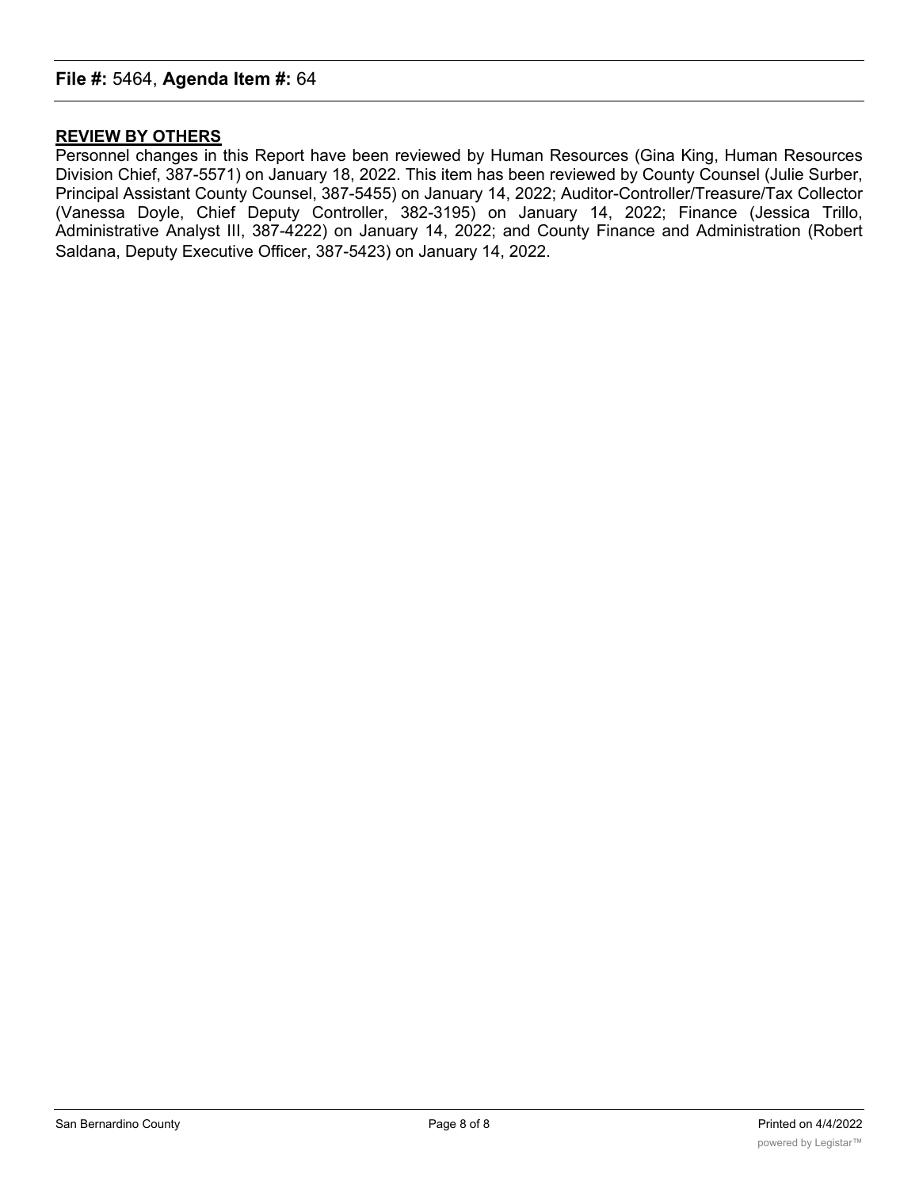**File #:** 5464, **Agenda Item #:** 64

**REVIEW BY OTHERS**

Personnel changes in this Report have been reviewed by Human Resources (Gina King, Human Resources Division Chief, 387-5571) on January 18, 2022. This item has been reviewed by County Counsel (Julie Surber, Principal Assistant County Counsel, 387-5455) on January 14, 2022; Auditor-Controller/Treasure/Tax Collector (Vanessa Doyle, Chief Deputy Controller, 382-3195) on January 14, 2022; Finance (Jessica Trillo, Administrative Analyst III, 387-4222) on January 14, 2022; and County Finance and Administration (Robert Saldana, Deputy Executive Officer, 387-5423) on January 14, 2022.